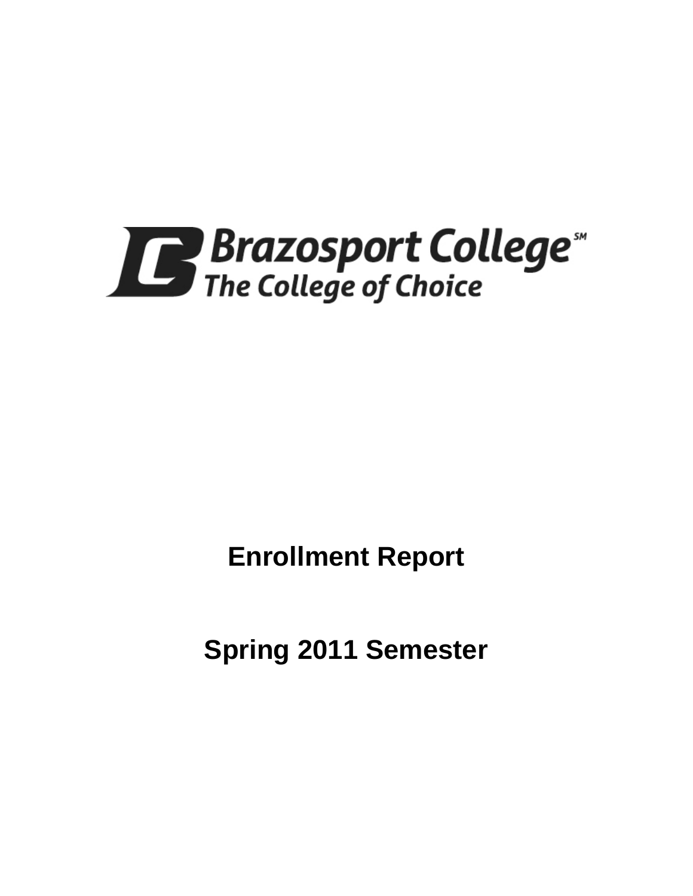Brazosport College
The College of Choice

# Enrollment Report

# Spring 2011 Semester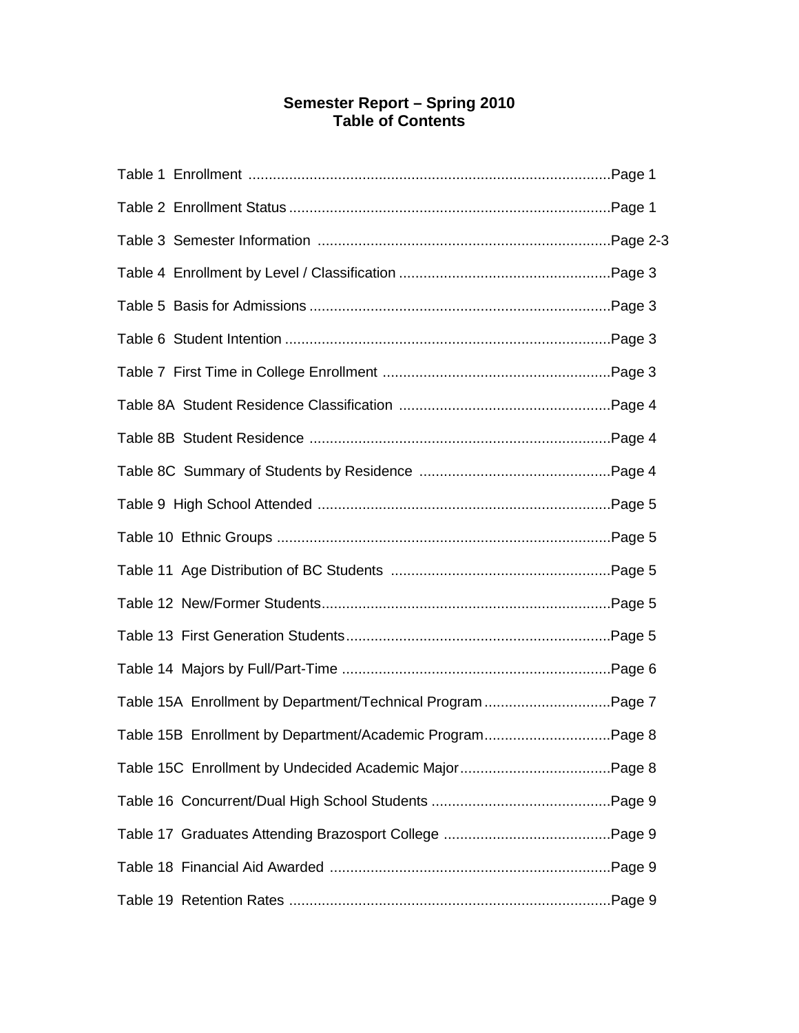# Semester Report – Spring 2010
## Table of Contents

Table 1 Enrollment ........................................................................................Page 1

Table 2 Enrollment Status ..............................................................................Page 1

Table 3 Semester Information .......................................................................Page 2-3

Table 4 Enrollment by Level / Classification ...................................................Page 3

Table 5 Basis for Admissions .........................................................................Page 3

Table 6 Student Intention ...............................................................................Page 3

Table 7 First Time in College Enrollment ........................................................Page 3

Table 8A Student Residence Classification ...................................................Page 4

Table 8B Student Residence .........................................................................Page 4

Table 8C Summary of Students by Residence ..............................................Page 4

Table 9 High School Attended .......................................................................Page 5

Table 10 Ethnic Groups .................................................................................Page 5

Table 11 Age Distribution of BC Students .....................................................Page 5

Table 12 New/Former Students......................................................................Page 5

Table 13 First Generation Students................................................................Page 5

Table 14 Majors by Full/Part-Time .................................................................Page 6

Table 15A Enrollment by Department/Technical Program ...............................Page 7

Table 15B Enrollment by Department/Academic Program...............................Page 8

Table 15C Enrollment by Undecided Academic Major....................................Page 8

Table 16 Concurrent/Dual High School Students ............................................Page 9

Table 17 Graduates Attending Brazosport College .........................................Page 9

Table 18 Financial Aid Awarded ....................................................................Page 9

Table 19 Retention Rates ..............................................................................Page 9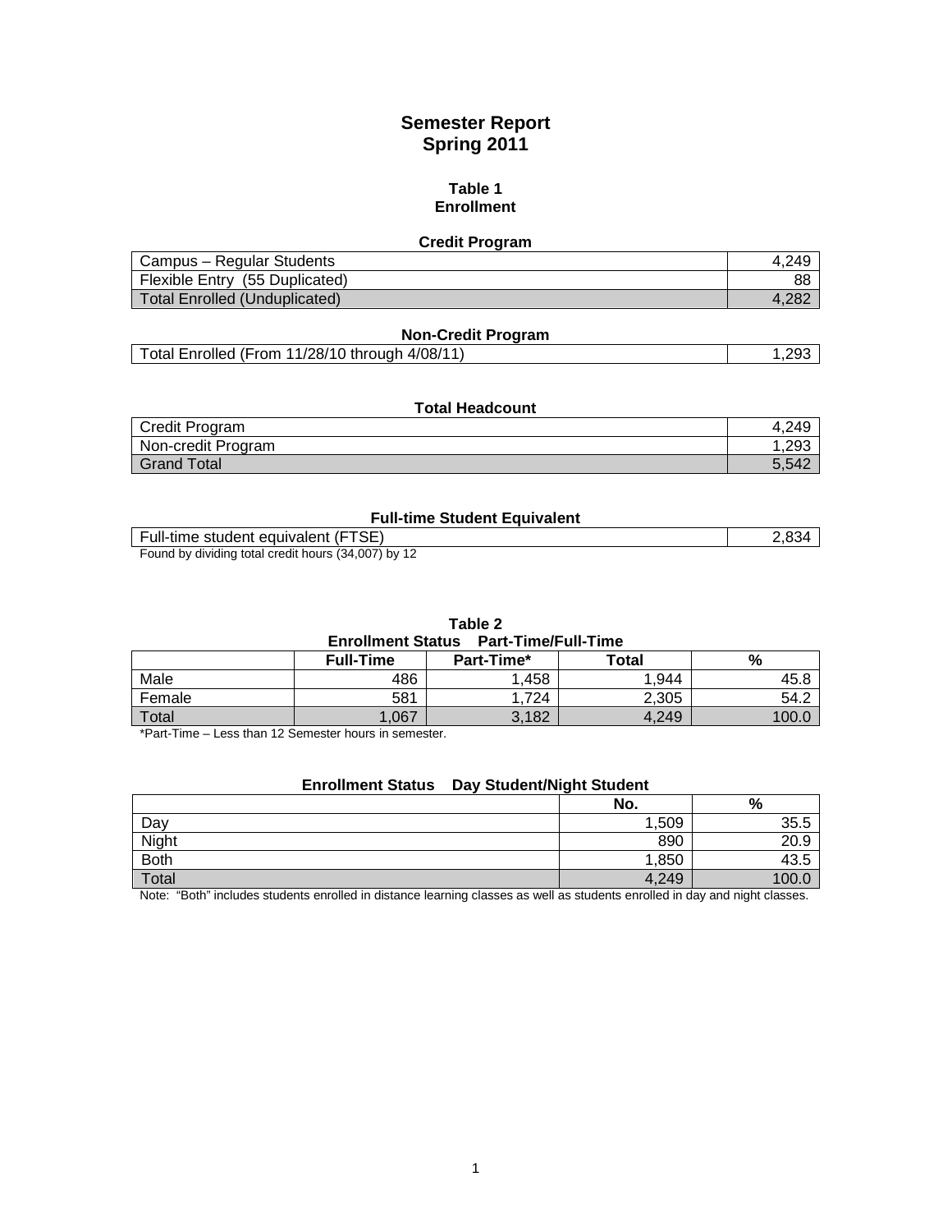# Semester Report
## Spring 2011

### Table 1
### Enrollment

**Credit Program**

| | |
|---|---|
| Campus – Regular Students | 4,249 |
| Flexible Entry (55 Duplicated) | 88 |
| Total Enrolled (Unduplicated) | 4,282 |

**Non-Credit Program**

| | |
|---|---|
| Total Enrolled (From 11/28/10 through 4/08/11) | 1,293 |

**Total Headcount**

| | |
|---|---|
| Credit Program | 4,249 |
| Non-credit Program | 1,293 |
| Grand Total | 5,542 |

**Full-time Student Equivalent**

| | |
|---|---|
| Full-time student equivalent (FTSE) | 2,834 |

Found by dividing total credit hours (34,007) by 12

### Table 2
**Enrollment Status Part-Time/Full-Time**

| | Full-Time | Part-Time* | Total | % |
|---|---|---|---|---|
| Male | 486 | 1,458 | 1,944 | 45.8 |
| Female | 581 | 1,724 | 2,305 | 54.2 |
| Total | 1,067 | 3,182 | 4,249 | 100.0 |

*Part-Time – Less than 12 Semester hours in semester.

**Enrollment Status Day Student/Night Student**

| | No. | % |
|---|---|---|
| Day | 1,509 | 35.5 |
| Night | 890 | 20.9 |
| Both | 1,850 | 43.5 |
| Total | 4,249 | 100.0 |

Note: "Both" includes students enrolled in distance learning classes as well as students enrolled in day and night classes.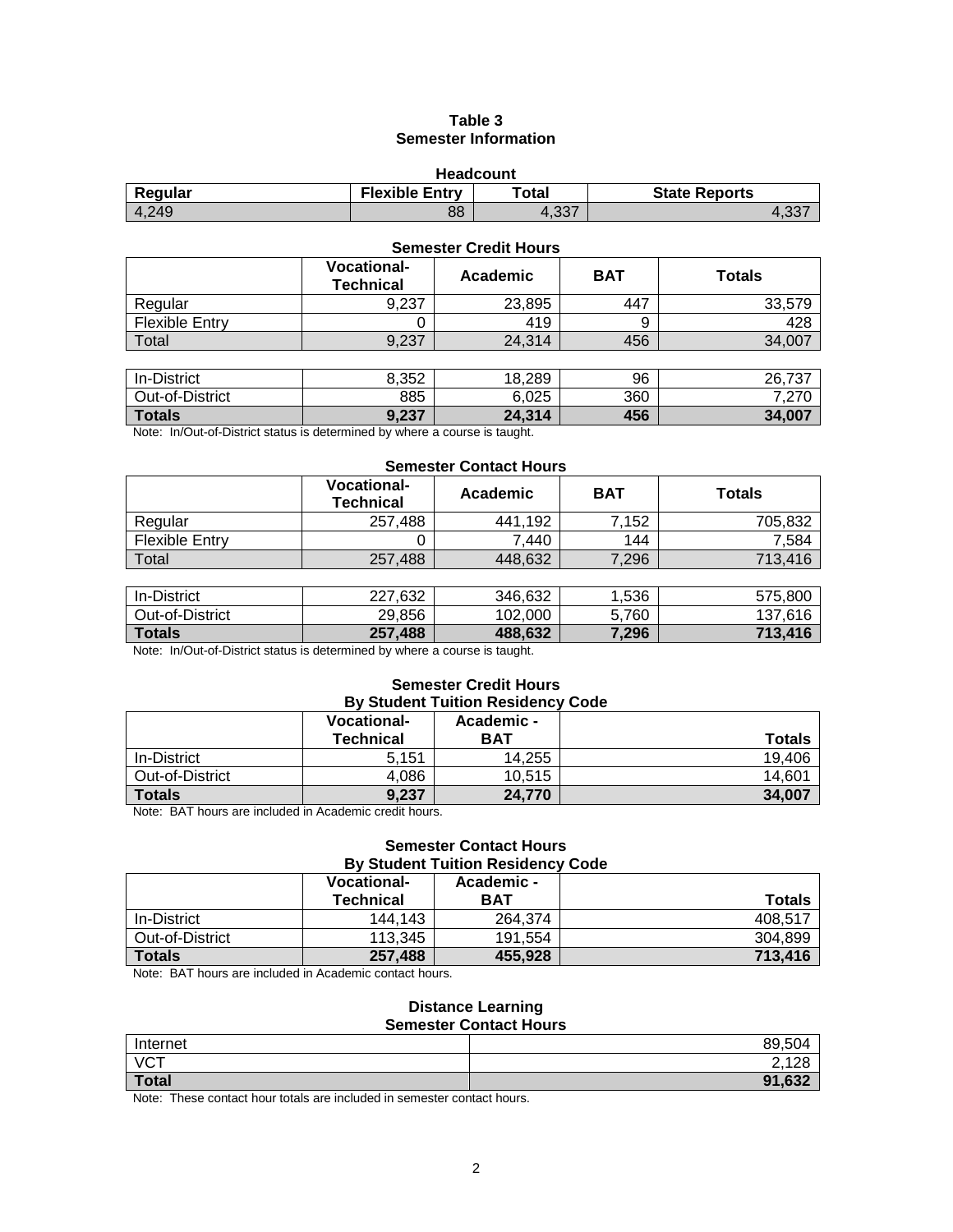# Table 3
## Semester Information

### Headcount

| Regular | Flexible Entry | Total | State Reports |
|---|---|---|---|
| 4,249 | 88 | 4,337 | 4,337 |

### Semester Credit Hours

| | Vocational-Technical | Academic | BAT | Totals |
|---|---|---|---|---|
| Regular | 9,237 | 23,895 | 447 | 33,579 |
| Flexible Entry | 0 | 419 | 9 | 428 |
| Total | 9,237 | 24,314 | 456 | 34,007 |
| | | | | |
| In-District | 8,352 | 18,289 | 96 | 26,737 |
| Out-of-District | 885 | 6,025 | 360 | 7,270 |
| **Totals** | **9,237** | **24,314** | **456** | **34,007** |

Note: In/Out-of-District status is determined by where a course is taught.

### Semester Contact Hours

| | Vocational-Technical | Academic | BAT | Totals |
|---|---|---|---|---|
| Regular | 257,488 | 441,192 | 7,152 | 705,832 |
| Flexible Entry | 0 | 7,440 | 144 | 7,584 |
| Total | 257,488 | 448,632 | 7,296 | 713,416 |
| | | | | |
| In-District | 227,632 | 346,632 | 1,536 | 575,800 |
| Out-of-District | 29,856 | 102,000 | 5,760 | 137,616 |
| **Totals** | **257,488** | **488,632** | **7,296** | **713,416** |

Note: In/Out-of-District status is determined by where a course is taught.

### Semester Credit Hours
### By Student Tuition Residency Code

| | Vocational-Technical | Academic - BAT | Totals |
|---|---|---|---|
| In-District | 5,151 | 14,255 | 19,406 |
| Out-of-District | 4,086 | 10,515 | 14,601 |
| **Totals** | **9,237** | **24,770** | **34,007** |

Note: BAT hours are included in Academic credit hours.

### Semester Contact Hours
### By Student Tuition Residency Code

| | Vocational-Technical | Academic - BAT | Totals |
|---|---|---|---|
| In-District | 144,143 | 264,374 | 408,517 |
| Out-of-District | 113,345 | 191,554 | 304,899 |
| **Totals** | **257,488** | **455,928** | **713,416** |

Note: BAT hours are included in Academic contact hours.

### Distance Learning
### Semester Contact Hours

| | |
|---|---|
| Internet | 89,504 |
| VCT | 2,128 |
| **Total** | **91,632** |

Note: These contact hour totals are included in semester contact hours.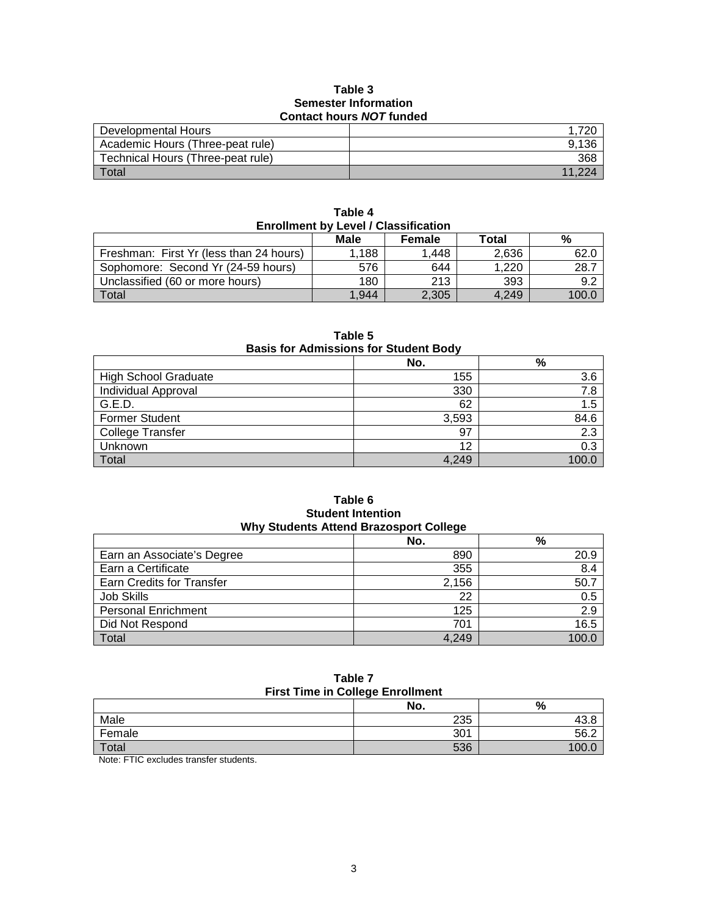**Table 3**
**Semester Information**
**Contact hours *NOT* funded**

| | |
|---|---:|
| Developmental Hours | 1,720 |
| Academic Hours (Three-peat rule) | 9,136 |
| Technical Hours (Three-peat rule) | 368 |
| Total | 11,224 |

**Table 4**
**Enrollment by Level / Classification**

| | Male | Female | Total | % |
|---|---:|---:|---:|---:|
| Freshman: First Yr (less than 24 hours) | 1,188 | 1,448 | 2,636 | 62.0 |
| Sophomore: Second Yr (24-59 hours) | 576 | 644 | 1,220 | 28.7 |
| Unclassified (60 or more hours) | 180 | 213 | 393 | 9.2 |
| Total | 1,944 | 2,305 | 4,249 | 100.0 |

**Table 5**
**Basis for Admissions for Student Body**

| | No. | % |
|---|---:|---:|
| High School Graduate | 155 | 3.6 |
| Individual Approval | 330 | 7.8 |
| G.E.D. | 62 | 1.5 |
| Former Student | 3,593 | 84.6 |
| College Transfer | 97 | 2.3 |
| Unknown | 12 | 0.3 |
| Total | 4,249 | 100.0 |

**Table 6**
**Student Intention**
**Why Students Attend Brazosport College**

| | No. | % |
|---|---:|---:|
| Earn an Associate's Degree | 890 | 20.9 |
| Earn a Certificate | 355 | 8.4 |
| Earn Credits for Transfer | 2,156 | 50.7 |
| Job Skills | 22 | 0.5 |
| Personal Enrichment | 125 | 2.9 |
| Did Not Respond | 701 | 16.5 |
| Total | 4,249 | 100.0 |

**Table 7**
**First Time in College Enrollment**

| | No. | % |
|---|---:|---:|
| Male | 235 | 43.8 |
| Female | 301 | 56.2 |
| Total | 536 | 100.0 |

Note: FTIC excludes transfer students.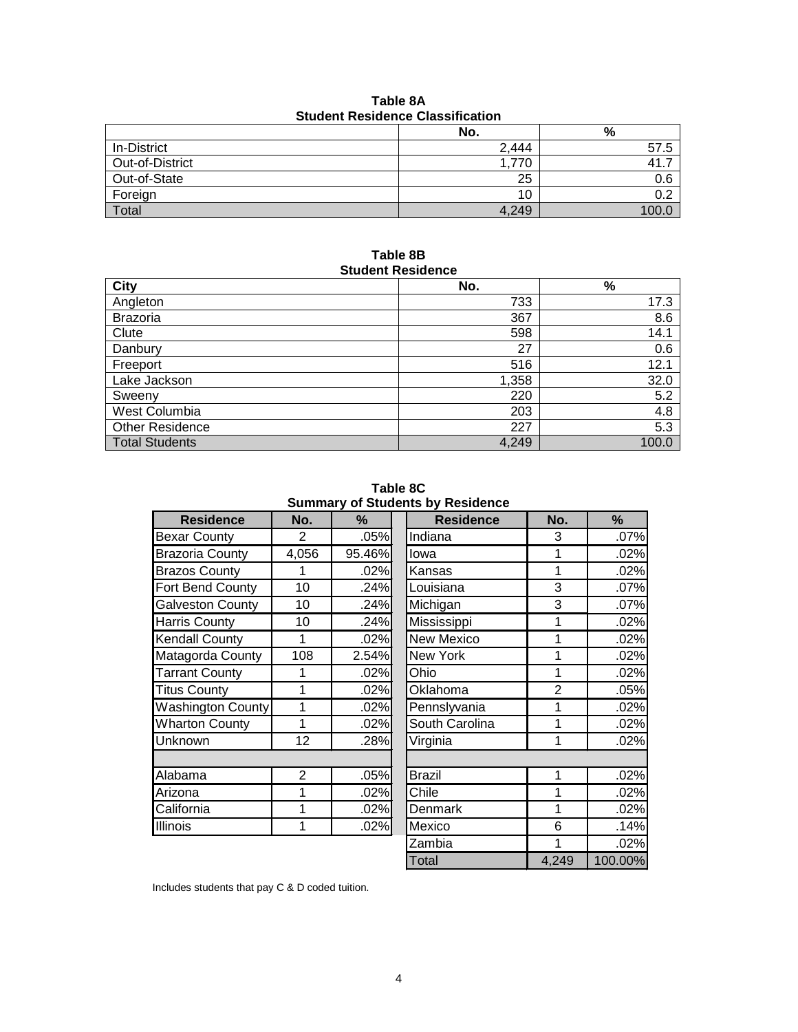**Table 8A**
**Student Residence Classification**

| | No. | % |
|---|---|---|
| In-District | 2,444 | 57.5 |
| Out-of-District | 1,770 | 41.7 |
| Out-of-State | 25 | 0.6 |
| Foreign | 10 | 0.2 |
| Total | 4,249 | 100.0 |

**Table 8B**
**Student Residence**

| City | No. | % |
|---|---|---|
| Angleton | 733 | 17.3 |
| Brazoria | 367 | 8.6 |
| Clute | 598 | 14.1 |
| Danbury | 27 | 0.6 |
| Freeport | 516 | 12.1 |
| Lake Jackson | 1,358 | 32.0 |
| Sweeny | 220 | 5.2 |
| West Columbia | 203 | 4.8 |
| Other Residence | 227 | 5.3 |
| Total Students | 4,249 | 100.0 |

**Table 8C**
**Summary of Students by Residence**

| Residence | No. | % | Residence | No. | % |
|---|---|---|---|---|---|
| Bexar County | 2 | .05% | Indiana | 3 | .07% |
| Brazoria County | 4,056 | 95.46% | Iowa | 1 | .02% |
| Brazos County | 1 | .02% | Kansas | 1 | .02% |
| Fort Bend County | 10 | .24% | Louisiana | 3 | .07% |
| Galveston County | 10 | .24% | Michigan | 3 | .07% |
| Harris County | 10 | .24% | Mississippi | 1 | .02% |
| Kendall County | 1 | .02% | New Mexico | 1 | .02% |
| Matagorda County | 108 | 2.54% | New York | 1 | .02% |
| Tarrant County | 1 | .02% | Ohio | 1 | .02% |
| Titus County | 1 | .02% | Oklahoma | 2 | .05% |
| Washington County | 1 | .02% | Pennslyvania | 1 | .02% |
| Wharton County | 1 | .02% | South Carolina | 1 | .02% |
| Unknown | 12 | .28% | Virginia | 1 | .02% |
| | | | | | |
| Alabama | 2 | .05% | Brazil | 1 | .02% |
| Arizona | 1 | .02% | Chile | 1 | .02% |
| California | 1 | .02% | Denmark | 1 | .02% |
| Illinois | 1 | .02% | Mexico | 6 | .14% |
| | | | Zambia | 1 | .02% |
| | | | Total | 4,249 | 100.00% |

Includes students that pay C & D coded tuition.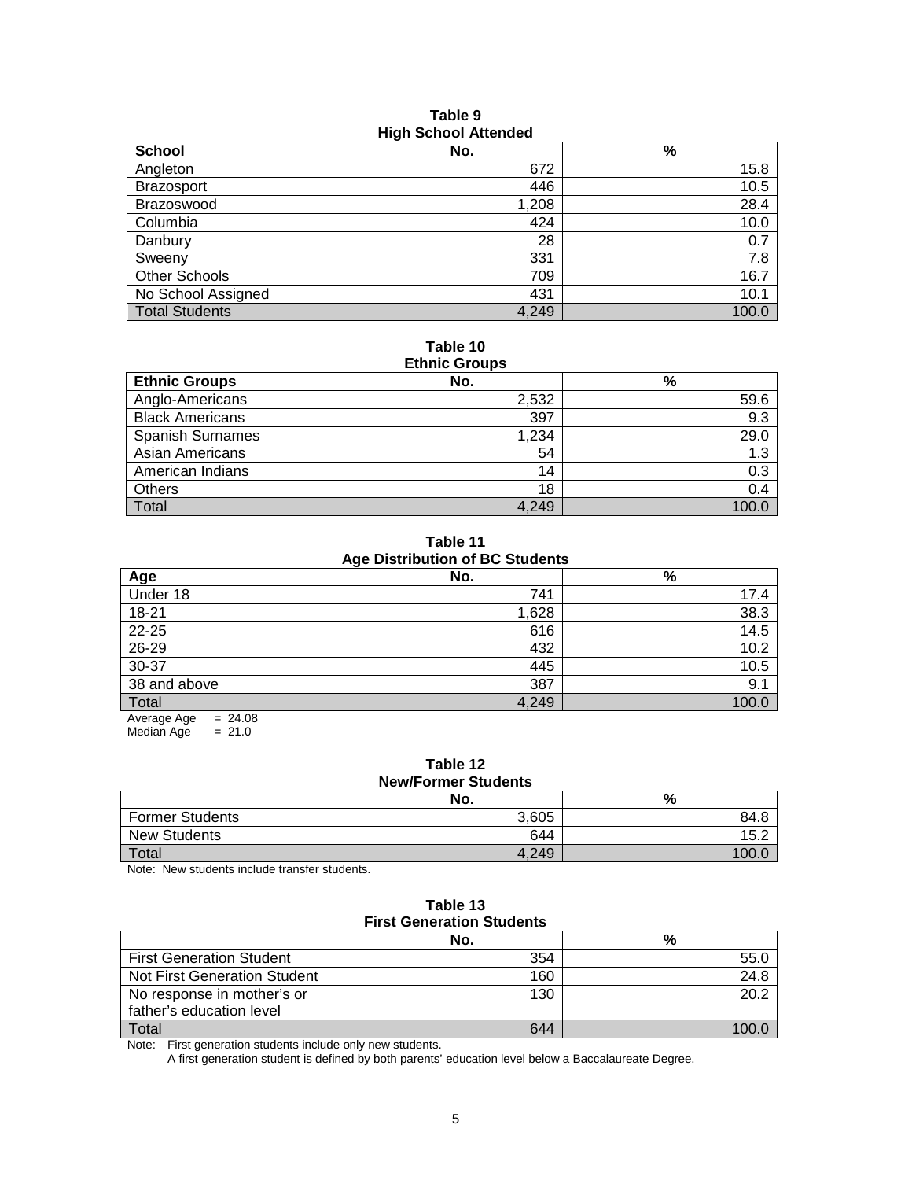**Table 9**
**High School Attended**

| School | No. | % |
|---|---|---|
| Angleton | 672 | 15.8 |
| Brazosport | 446 | 10.5 |
| Brazoswood | 1,208 | 28.4 |
| Columbia | 424 | 10.0 |
| Danbury | 28 | 0.7 |
| Sweeny | 331 | 7.8 |
| Other Schools | 709 | 16.7 |
| No School Assigned | 431 | 10.1 |
| Total Students | 4,249 | 100.0 |

**Table 10**
**Ethnic Groups**

| Ethnic Groups | No. | % |
|---|---|---|
| Anglo-Americans | 2,532 | 59.6 |
| Black Americans | 397 | 9.3 |
| Spanish Surnames | 1,234 | 29.0 |
| Asian Americans | 54 | 1.3 |
| American Indians | 14 | 0.3 |
| Others | 18 | 0.4 |
| Total | 4,249 | 100.0 |

**Table 11**
**Age Distribution of BC Students**

| Age | No. | % |
|---|---|---|
| Under 18 | 741 | 17.4 |
| 18-21 | 1,628 | 38.3 |
| 22-25 | 616 | 14.5 |
| 26-29 | 432 | 10.2 |
| 30-37 | 445 | 10.5 |
| 38 and above | 387 | 9.1 |
| Total | 4,249 | 100.0 |

Average Age = 24.08
Median Age = 21.0

**Table 12**
**New/Former Students**

| | No. | % |
|---|---|---|
| Former Students | 3,605 | 84.8 |
| New Students | 644 | 15.2 |
| Total | 4,249 | 100.0 |

Note: New students include transfer students.

**Table 13**
**First Generation Students**

| | No. | % |
|---|---|---|
| First Generation Student | 354 | 55.0 |
| Not First Generation Student | 160 | 24.8 |
| No response in mother's or father's education level | 130 | 20.2 |
| Total | 644 | 100.0 |

Note: First generation students include only new students.
A first generation student is defined by both parents' education level below a Baccalaureate Degree.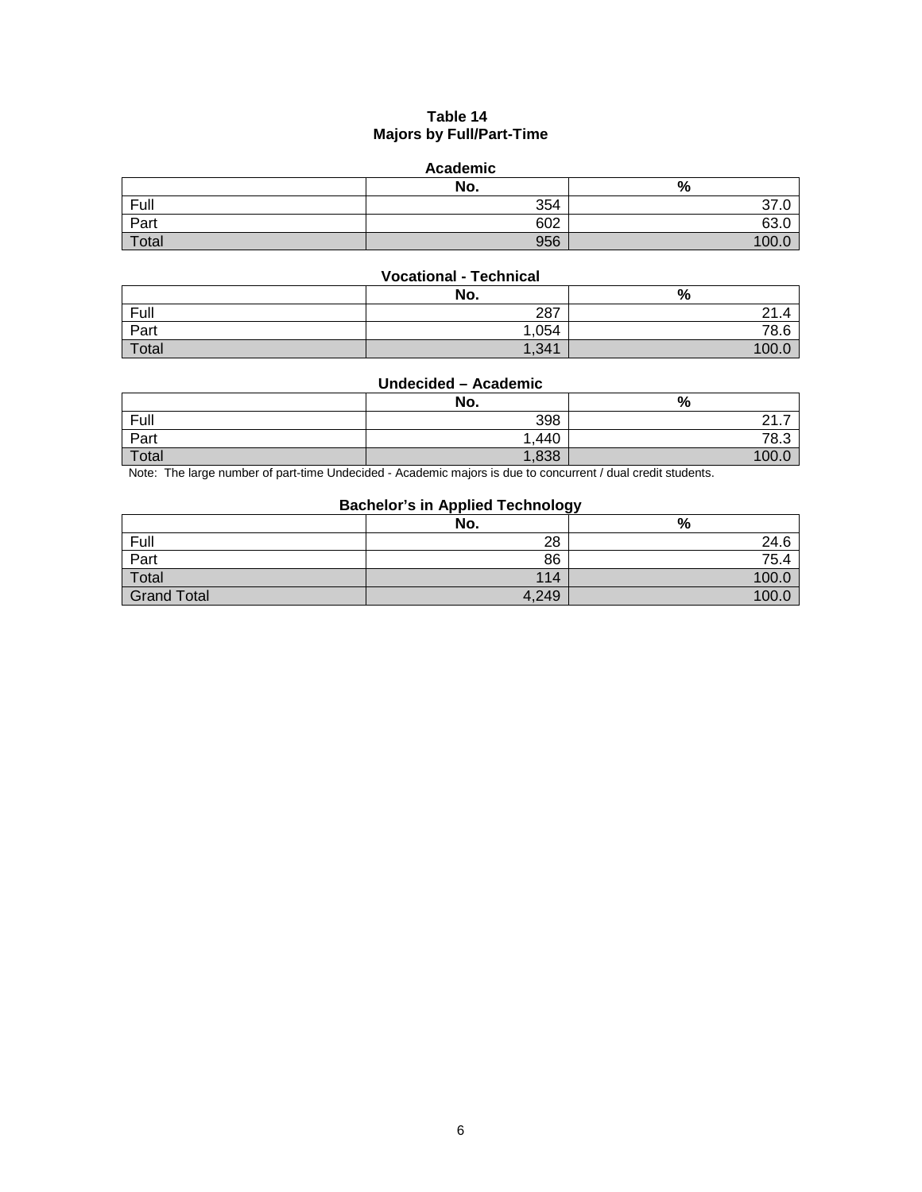# Table 14
## Majors by Full/Part-Time

### Academic

| | No. | % |
|---|---|---|
| Full | 354 | 37.0 |
| Part | 602 | 63.0 |
| Total | 956 | 100.0 |

### Vocational - Technical

| | No. | % |
|---|---|---|
| Full | 287 | 21.4 |
| Part | 1,054 | 78.6 |
| Total | 1,341 | 100.0 |

### Undecided – Academic

| | No. | % |
|---|---|---|
| Full | 398 | 21.7 |
| Part | 1,440 | 78.3 |
| Total | 1,838 | 100.0 |

Note: The large number of part-time Undecided - Academic majors is due to concurrent / dual credit students.

### Bachelor's in Applied Technology

| | No. | % |
|---|---|---|
| Full | 28 | 24.6 |
| Part | 86 | 75.4 |
| Total | 114 | 100.0 |
| Grand Total | 4,249 | 100.0 |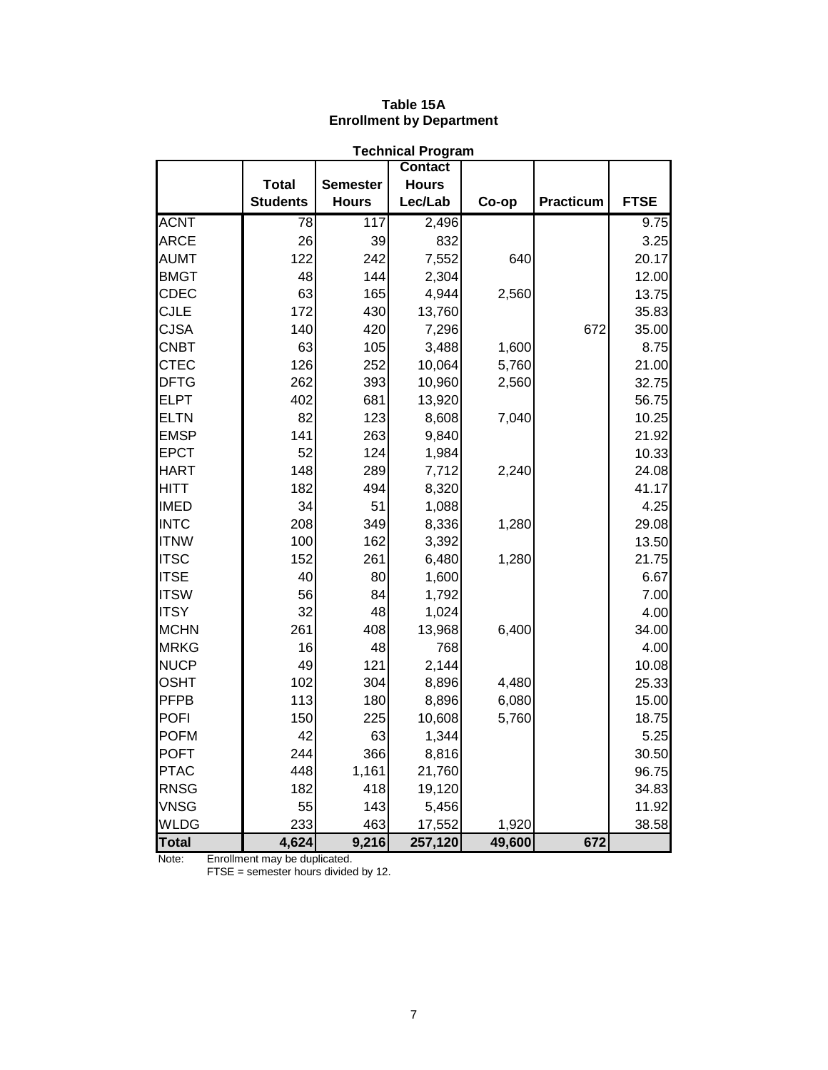# Table 15A
## Enrollment by Department

**Technical Program**

| | Total Students | Semester Hours | Contact Hours Lec/Lab | Co-op | Practicum | FTSE |
|---|---|---|---|---|---|---|
| ACNT | 78 | 117 | 2,496 | | | 9.75 |
| ARCE | 26 | 39 | 832 | | | 3.25 |
| AUMT | 122 | 242 | 7,552 | 640 | | 20.17 |
| BMGT | 48 | 144 | 2,304 | | | 12.00 |
| CDEC | 63 | 165 | 4,944 | 2,560 | | 13.75 |
| CJLE | 172 | 430 | 13,760 | | | 35.83 |
| CJSA | 140 | 420 | 7,296 | | 672 | 35.00 |
| CNBT | 63 | 105 | 3,488 | 1,600 | | 8.75 |
| CTEC | 126 | 252 | 10,064 | 5,760 | | 21.00 |
| DFTG | 262 | 393 | 10,960 | 2,560 | | 32.75 |
| ELPT | 402 | 681 | 13,920 | | | 56.75 |
| ELTN | 82 | 123 | 8,608 | 7,040 | | 10.25 |
| EMSP | 141 | 263 | 9,840 | | | 21.92 |
| EPCT | 52 | 124 | 1,984 | | | 10.33 |
| HART | 148 | 289 | 7,712 | 2,240 | | 24.08 |
| HITT | 182 | 494 | 8,320 | | | 41.17 |
| IMED | 34 | 51 | 1,088 | | | 4.25 |
| INTC | 208 | 349 | 8,336 | 1,280 | | 29.08 |
| ITNW | 100 | 162 | 3,392 | | | 13.50 |
| ITSC | 152 | 261 | 6,480 | 1,280 | | 21.75 |
| ITSE | 40 | 80 | 1,600 | | | 6.67 |
| ITSW | 56 | 84 | 1,792 | | | 7.00 |
| ITSY | 32 | 48 | 1,024 | | | 4.00 |
| MCHN | 261 | 408 | 13,968 | 6,400 | | 34.00 |
| MRKG | 16 | 48 | 768 | | | 4.00 |
| NUCP | 49 | 121 | 2,144 | | | 10.08 |
| OSHT | 102 | 304 | 8,896 | 4,480 | | 25.33 |
| PFPB | 113 | 180 | 8,896 | 6,080 | | 15.00 |
| POFI | 150 | 225 | 10,608 | 5,760 | | 18.75 |
| POFM | 42 | 63 | 1,344 | | | 5.25 |
| POFT | 244 | 366 | 8,816 | | | 30.50 |
| PTAC | 448 | 1,161 | 21,760 | | | 96.75 |
| RNSG | 182 | 418 | 19,120 | | | 34.83 |
| VNSG | 55 | 143 | 5,456 | | | 11.92 |
| WLDG | 233 | 463 | 17,552 | 1,920 | | 38.58 |
| **Total** | **4,624** | **9,216** | **257,120** | **49,600** | **672** | |

Note: Enrollment may be duplicated.
FTSE = semester hours divided by 12.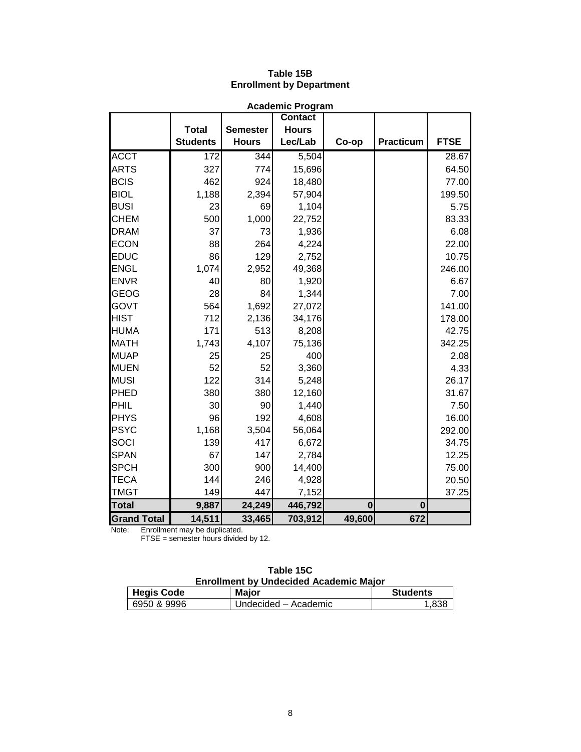**Table 15B**
**Enrollment by Department**

**Academic Program**

| | Total Students | Semester Hours | Contact Hours Lec/Lab | Co-op | Practicum | FTSE |
|---|---|---|---|---|---|---|
| ACCT | 172 | 344 | 5,504 | | | 28.67 |
| ARTS | 327 | 774 | 15,696 | | | 64.50 |
| BCIS | 462 | 924 | 18,480 | | | 77.00 |
| BIOL | 1,188 | 2,394 | 57,904 | | | 199.50 |
| BUSI | 23 | 69 | 1,104 | | | 5.75 |
| CHEM | 500 | 1,000 | 22,752 | | | 83.33 |
| DRAM | 37 | 73 | 1,936 | | | 6.08 |
| ECON | 88 | 264 | 4,224 | | | 22.00 |
| EDUC | 86 | 129 | 2,752 | | | 10.75 |
| ENGL | 1,074 | 2,952 | 49,368 | | | 246.00 |
| ENVR | 40 | 80 | 1,920 | | | 6.67 |
| GEOG | 28 | 84 | 1,344 | | | 7.00 |
| GOVT | 564 | 1,692 | 27,072 | | | 141.00 |
| HIST | 712 | 2,136 | 34,176 | | | 178.00 |
| HUMA | 171 | 513 | 8,208 | | | 42.75 |
| MATH | 1,743 | 4,107 | 75,136 | | | 342.25 |
| MUAP | 25 | 25 | 400 | | | 2.08 |
| MUEN | 52 | 52 | 3,360 | | | 4.33 |
| MUSI | 122 | 314 | 5,248 | | | 26.17 |
| PHED | 380 | 380 | 12,160 | | | 31.67 |
| PHIL | 30 | 90 | 1,440 | | | 7.50 |
| PHYS | 96 | 192 | 4,608 | | | 16.00 |
| PSYC | 1,168 | 3,504 | 56,064 | | | 292.00 |
| SOCI | 139 | 417 | 6,672 | | | 34.75 |
| SPAN | 67 | 147 | 2,784 | | | 12.25 |
| SPCH | 300 | 900 | 14,400 | | | 75.00 |
| TECA | 144 | 246 | 4,928 | | | 20.50 |
| TMGT | 149 | 447 | 7,152 | | | 37.25 |
| **Total** | **9,887** | **24,249** | **446,792** | **0** | **0** | |
| **Grand Total** | **14,511** | **33,465** | **703,912** | **49,600** | **672** | |

Note: Enrollment may be duplicated.
FTSE = semester hours divided by 12.

**Table 15C**
**Enrollment by Undecided Academic Major**

| Hegis Code | Major | Students |
|---|---|---|
| 6950 & 9996 | Undecided – Academic | 1,838 |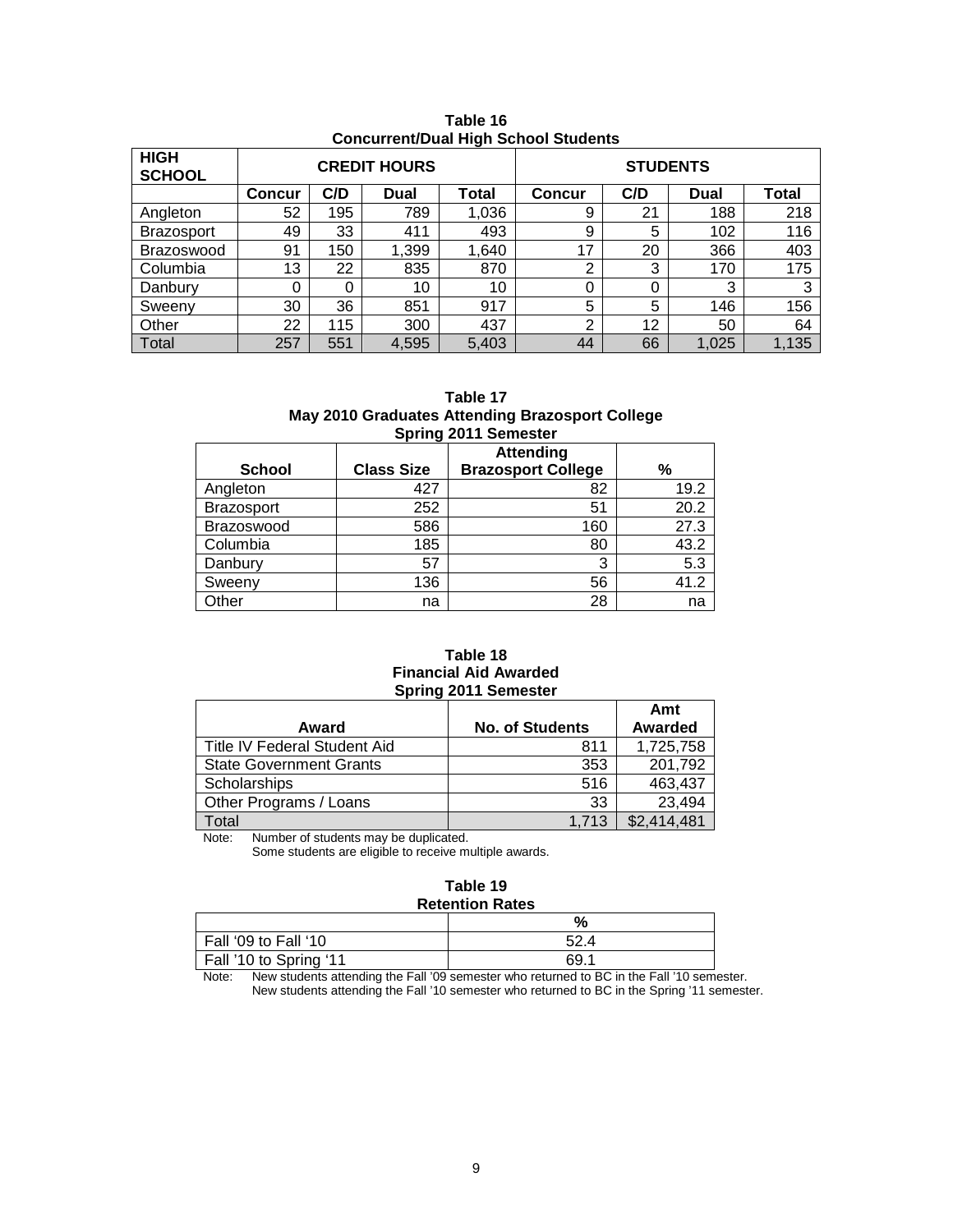**Table 16**
**Concurrent/Dual High School Students**

| HIGH SCHOOL | CREDIT HOURS | | | | STUDENTS | | | |
|---|---|---|---|---|---|---|---|---|
| | Concur | C/D | Dual | Total | Concur | C/D | Dual | Total |
| Angleton | 52 | 195 | 789 | 1,036 | 9 | 21 | 188 | 218 |
| Brazosport | 49 | 33 | 411 | 493 | 9 | 5 | 102 | 116 |
| Brazoswood | 91 | 150 | 1,399 | 1,640 | 17 | 20 | 366 | 403 |
| Columbia | 13 | 22 | 835 | 870 | 2 | 3 | 170 | 175 |
| Danbury | 0 | 0 | 10 | 10 | 0 | 0 | 3 | 3 |
| Sweeny | 30 | 36 | 851 | 917 | 5 | 5 | 146 | 156 |
| Other | 22 | 115 | 300 | 437 | 2 | 12 | 50 | 64 |
| Total | 257 | 551 | 4,595 | 5,403 | 44 | 66 | 1,025 | 1,135 |

**Table 17**
**May 2010 Graduates Attending Brazosport College**
**Spring 2011 Semester**

| School | Class Size | Attending Brazosport College | % |
|---|---|---|---|
| Angleton | 427 | 82 | 19.2 |
| Brazosport | 252 | 51 | 20.2 |
| Brazoswood | 586 | 160 | 27.3 |
| Columbia | 185 | 80 | 43.2 |
| Danbury | 57 | 3 | 5.3 |
| Sweeny | 136 | 56 | 41.2 |
| Other | na | 28 | na |

**Table 18**
**Financial Aid Awarded**
**Spring 2011 Semester**

| Award | No. of Students | Amt Awarded |
|---|---|---|
| Title IV Federal Student Aid | 811 | 1,725,758 |
| State Government Grants | 353 | 201,792 |
| Scholarships | 516 | 463,437 |
| Other Programs / Loans | 33 | 23,494 |
| Total | 1,713 | $2,414,481 |

Note: Number of students may be duplicated.
Some students are eligible to receive multiple awards.

**Table 19**
**Retention Rates**

| | % |
|---|---|
| Fall '09 to Fall '10 | 52.4 |
| Fall '10 to Spring '11 | 69.1 |

Note: New students attending the Fall '09 semester who returned to BC in the Fall '10 semester.
New students attending the Fall '10 semester who returned to BC in the Spring '11 semester.